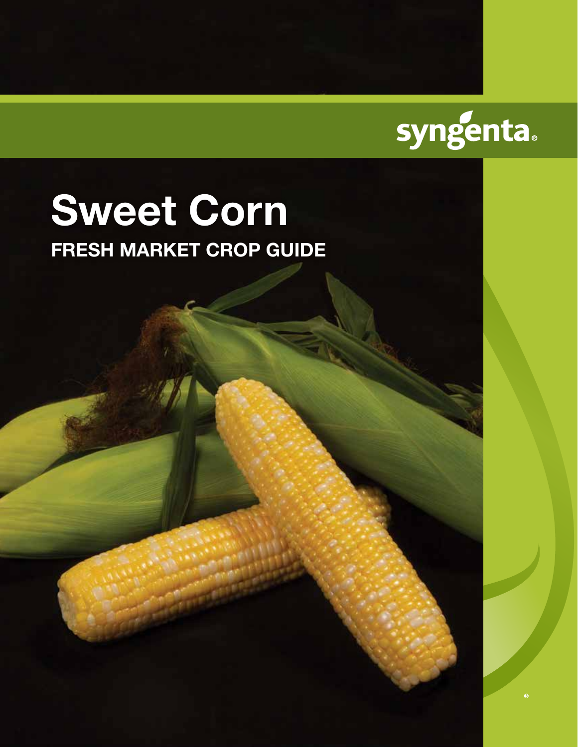syngenta®

# Sweet Corn

## FRESH MARKET CROP GUIDE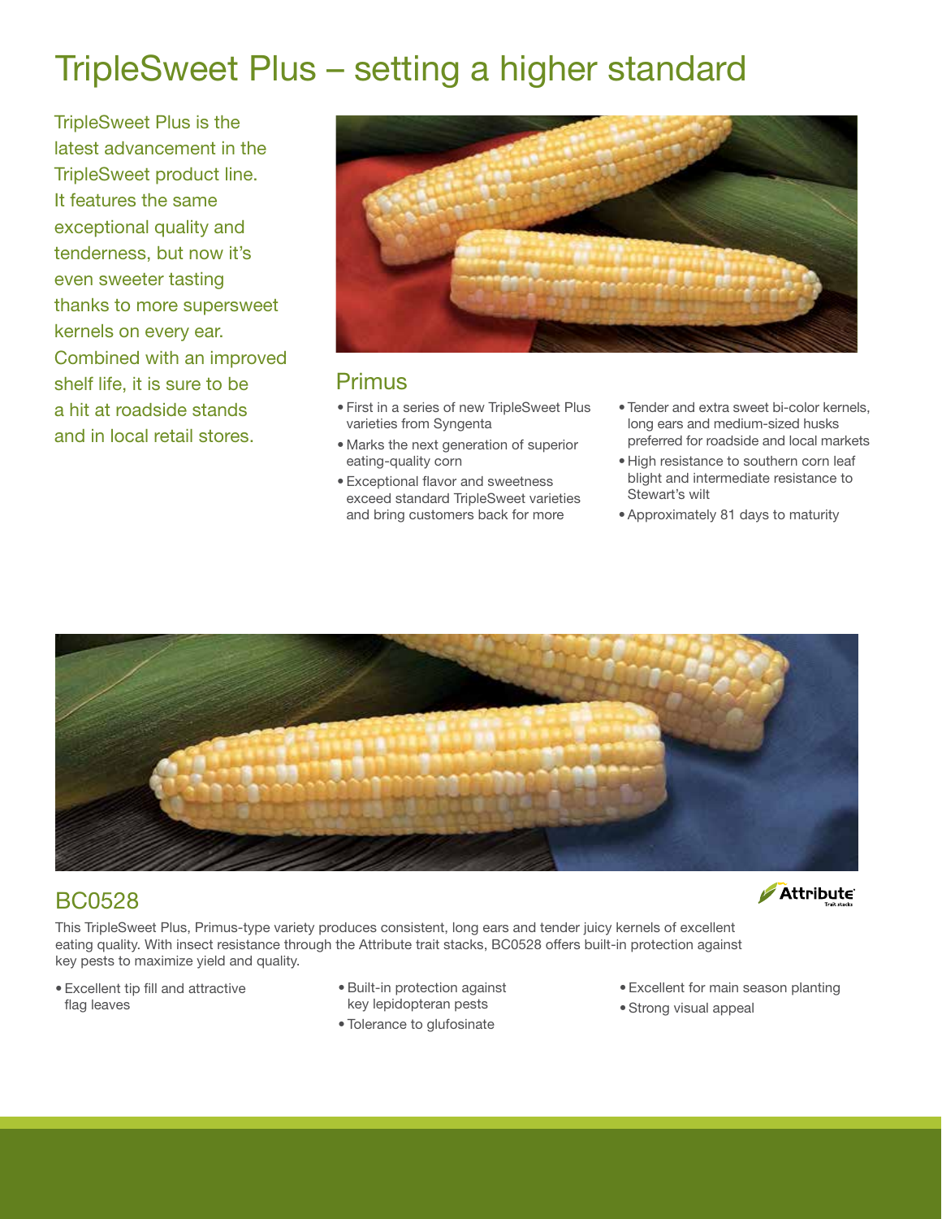# TripleSweet Plus – setting a higher standard

TripleSweet Plus is the latest advancement in the TripleSweet product line. It features the same exceptional quality and tenderness, but now it's even sweeter tasting thanks to more supersweet kernels on every ear. Combined with an improved shelf life, it is sure to be a hit at roadside stands and in local retail stores.

## Primus

- First in a series of new TripleSweet Plus varieties from Syngenta
- Marks the next generation of superior eating-quality corn
- Exceptional flavor and sweetness exceed standard TripleSweet varieties and bring customers back for more
- Tender and extra sweet bi-color kernels, long ears and medium-sized husks preferred for roadside and local markets
- High resistance to southern corn leaf blight and intermediate resistance to Stewart's wilt
- Approximately 81 days to maturity

## BC0528

Attribute Trait stacks

This TripleSweet Plus, Primus-type variety produces consistent, long ears and tender juicy kernels of excellent eating quality. With insect resistance through the Attribute trait stacks, BC0528 offers built-in protection against key pests to maximize yield and quality.

- Excellent tip fill and attractive flag leaves
- Built-in protection against key lepidopteran pests
- Tolerance to glufosinate
- Excellent for main season planting
- Strong visual appeal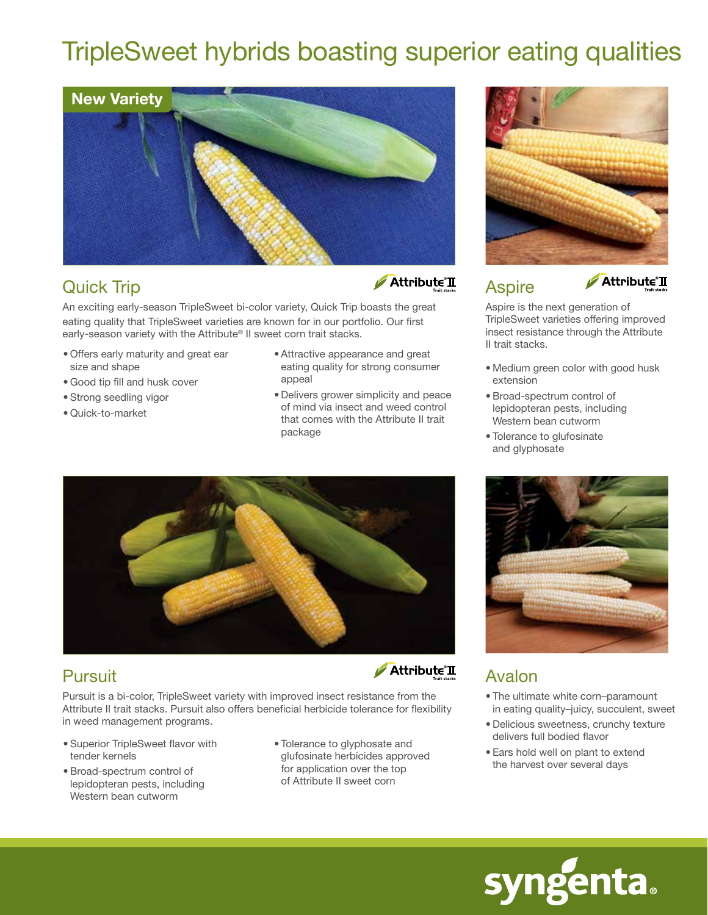# TripleSweet hybrids boasting superior eating qualities

New Variety

## Quick Trip

Attribute® II Trait stacks

An exciting early-season TripleSweet bi-color variety, Quick Trip boasts the great eating quality that TripleSweet varieties are known for in our portfolio. Our first early-season variety with the Attribute® II sweet corn trait stacks.

- Offers early maturity and great ear size and shape
- Good tip fill and husk cover
- Strong seedling vigor
- Quick-to-market
- Attractive appearance and great eating quality for strong consumer appeal
- Delivers grower simplicity and peace of mind via insect and weed control that comes with the Attribute II trait package

## Aspire

Attribute® II Trait stacks

Aspire is the next generation of TripleSweet varieties offering improved insect resistance through the Attribute II trait stacks.

- Medium green color with good husk extension
- Broad-spectrum control of lepidopteran pests, including Western bean cutworm
- Tolerance to glufosinate and glyphosate

## Pursuit

Attribute® II Trait stacks

Pursuit is a bi-color, TripleSweet variety with improved insect resistance from the Attribute II trait stacks. Pursuit also offers beneficial herbicide tolerance for flexibility in weed management programs.

- Superior TripleSweet flavor with tender kernels
- Broad-spectrum control of lepidopteran pests, including Western bean cutworm
- Tolerance to glyphosate and glufosinate herbicides approved for application over the top of Attribute II sweet corn

## Avalon

- The ultimate white corn–paramount in eating quality–juicy, succulent, sweet
- Delicious sweetness, crunchy texture delivers full bodied flavor
- Ears hold well on plant to extend the harvest over several days

syngenta®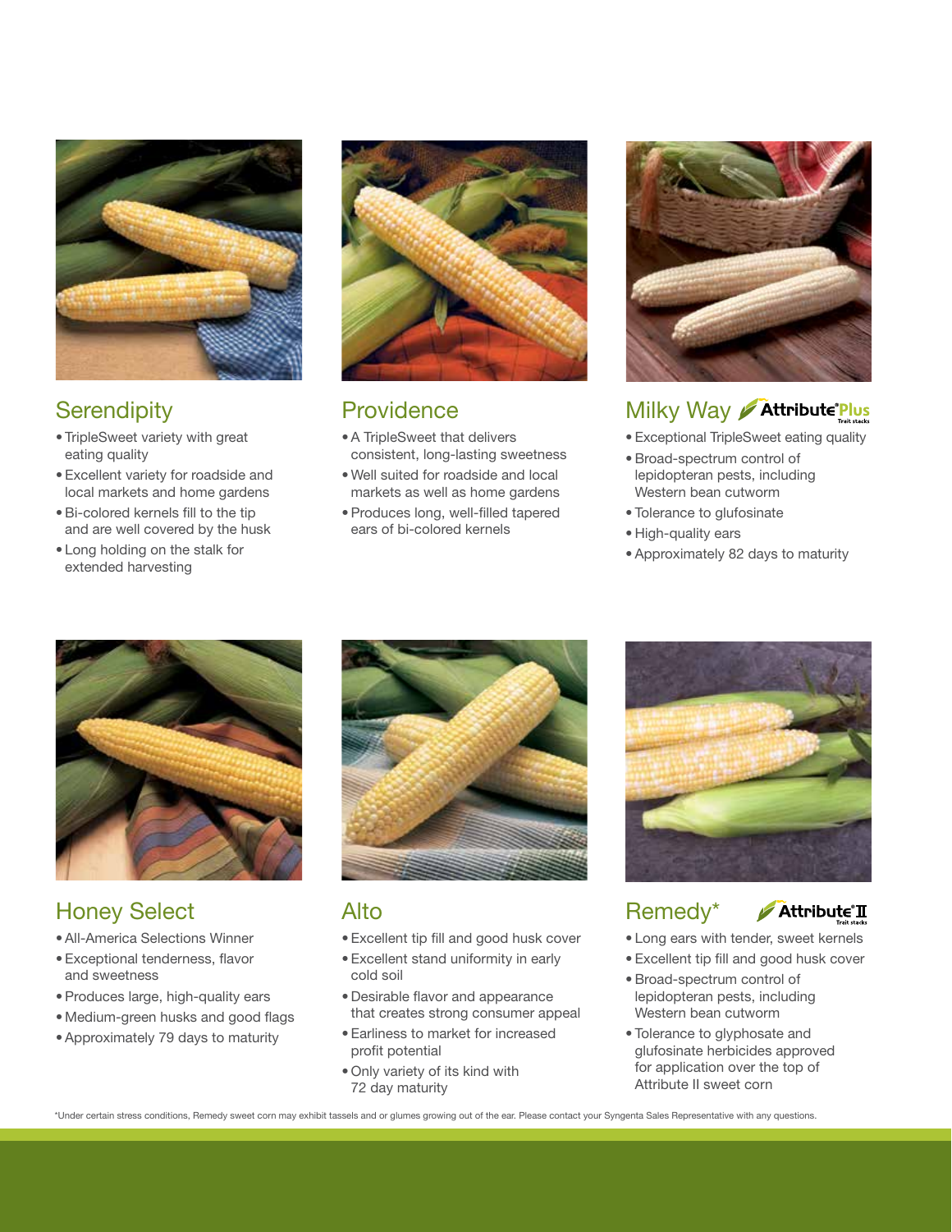## Serendipity

- TripleSweet variety with great eating quality
- Excellent variety for roadside and local markets and home gardens
- Bi-colored kernels fill to the tip and are well covered by the husk
- Long holding on the stalk for extended harvesting

## Providence

- A TripleSweet that delivers consistent, long-lasting sweetness
- Well suited for roadside and local markets as well as home gardens
- Produces long, well-filled tapered ears of bi-colored kernels

## Milky Way Attribute® Plus Trait stacks

- Exceptional TripleSweet eating quality
- Broad-spectrum control of lepidopteran pests, including Western bean cutworm
- Tolerance to glufosinate
- High-quality ears
- Approximately 82 days to maturity

## Honey Select

- All-America Selections Winner
- Exceptional tenderness, flavor and sweetness
- Produces large, high-quality ears
- Medium-green husks and good flags
- Approximately 79 days to maturity

## Alto

- Excellent tip fill and good husk cover
- Excellent stand uniformity in early cold soil
- Desirable flavor and appearance that creates strong consumer appeal
- Earliness to market for increased profit potential
- Only variety of its kind with 72 day maturity

## Remedy* Attribute® II Trait stacks

- Long ears with tender, sweet kernels
- Excellent tip fill and good husk cover
- Broad-spectrum control of lepidopteran pests, including Western bean cutworm
- Tolerance to glyphosate and glufosinate herbicides approved for application over the top of Attribute II sweet corn

*Under certain stress conditions, Remedy sweet corn may exhibit tassels and or glumes growing out of the ear. Please contact your Syngenta Sales Representative with any questions.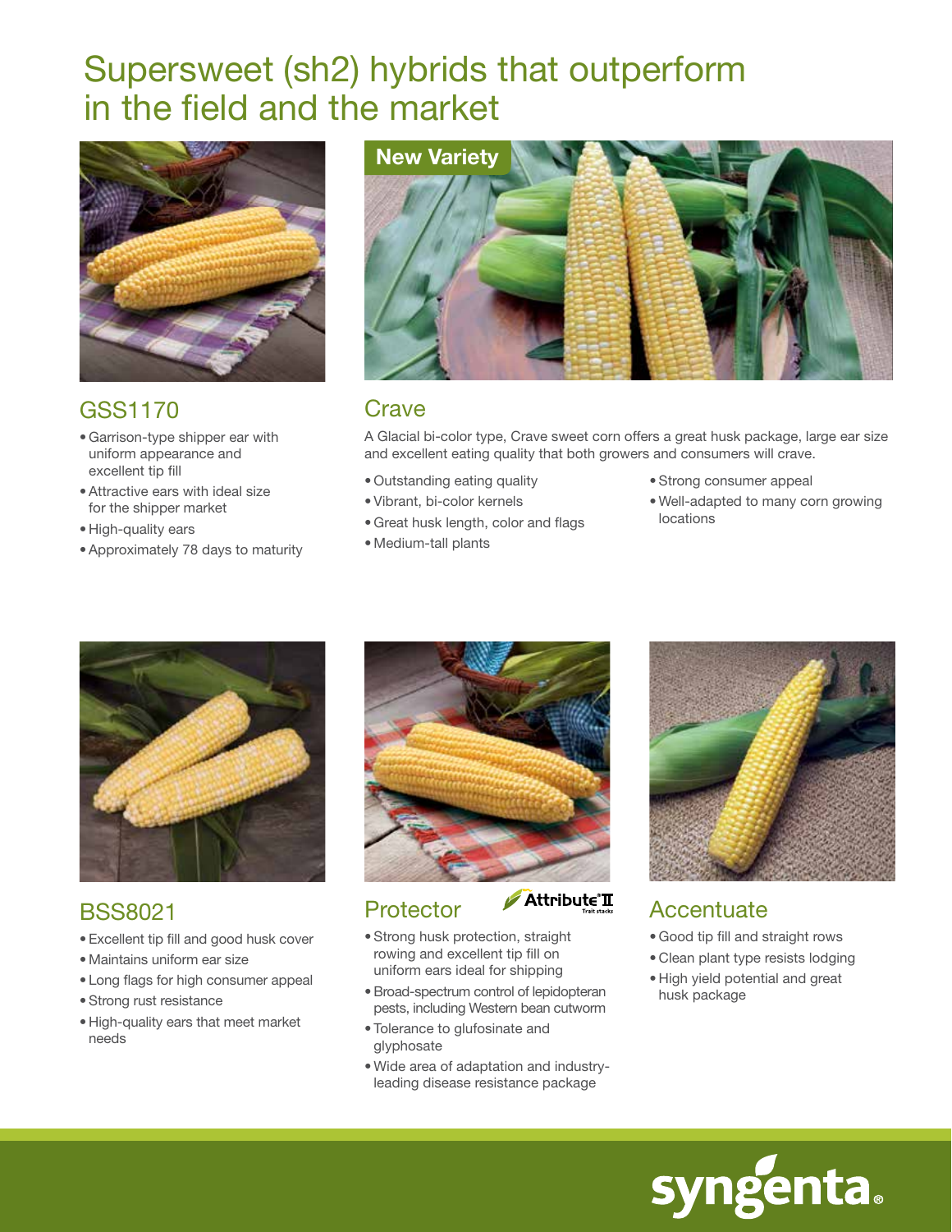# Supersweet (sh2) hybrids that outperform in the field and the market

## GSS1170

- Garrison-type shipper ear with uniform appearance and excellent tip fill
- Attractive ears with ideal size for the shipper market
- High-quality ears
- Approximately 78 days to maturity

New Variety

## Crave

A Glacial bi-color type, Crave sweet corn offers a great husk package, large ear size and excellent eating quality that both growers and consumers will crave.

- Outstanding eating quality
- Vibrant, bi-color kernels
- Great husk length, color and flags
- Medium-tall plants
- Strong consumer appeal
- Well-adapted to many corn growing locations

## BSS8021

- Excellent tip fill and good husk cover
- Maintains uniform ear size
- Long flags for high consumer appeal
- Strong rust resistance
- High-quality ears that meet market needs

## Protector

Attribute II Trait stacks

- Strong husk protection, straight rowing and excellent tip fill on uniform ears ideal for shipping
- Broad-spectrum control of lepidopteran pests, including Western bean cutworm
- Tolerance to glufosinate and glyphosate
- Wide area of adaptation and industry-leading disease resistance package

## Accentuate

- Good tip fill and straight rows
- Clean plant type resists lodging
- High yield potential and great husk package

syngenta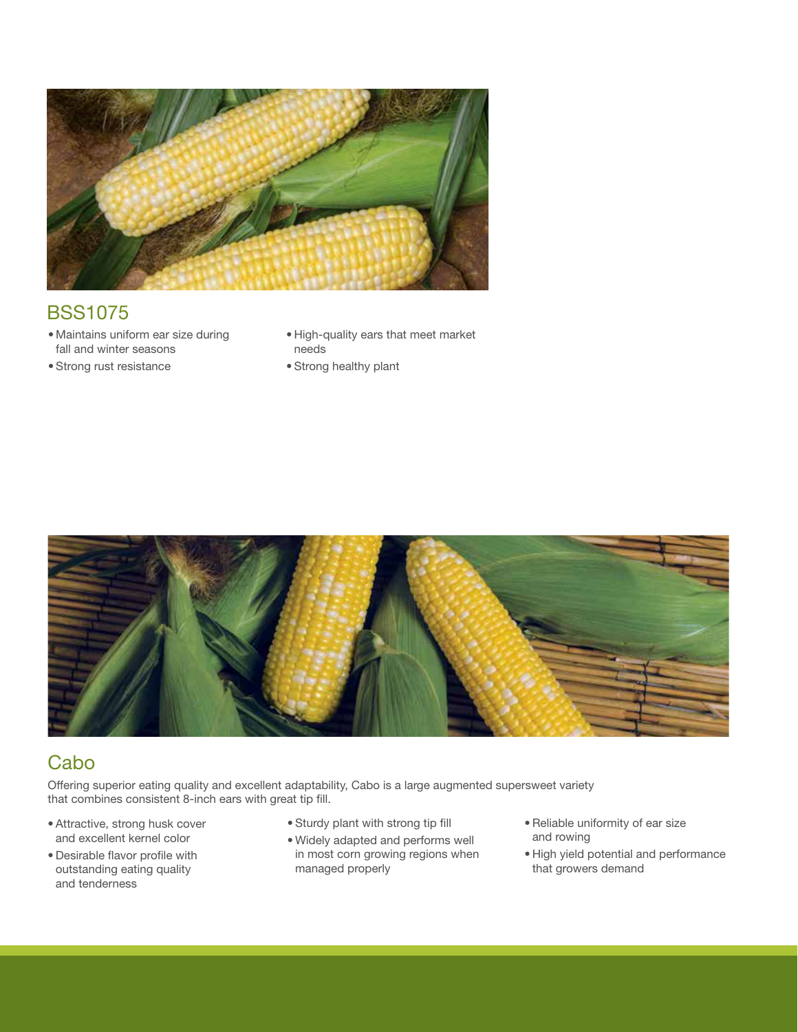## BSS1075

- Maintains uniform ear size during fall and winter seasons
- Strong rust resistance
- High-quality ears that meet market needs
- Strong healthy plant

## Cabo

Offering superior eating quality and excellent adaptability, Cabo is a large augmented supersweet variety that combines consistent 8-inch ears with great tip fill.

- Attractive, strong husk cover and excellent kernel color
- Desirable flavor profile with outstanding eating quality and tenderness
- Sturdy plant with strong tip fill
- Widely adapted and performs well in most corn growing regions when managed properly
- Reliable uniformity of ear size and rowing
- High yield potential and performance that growers demand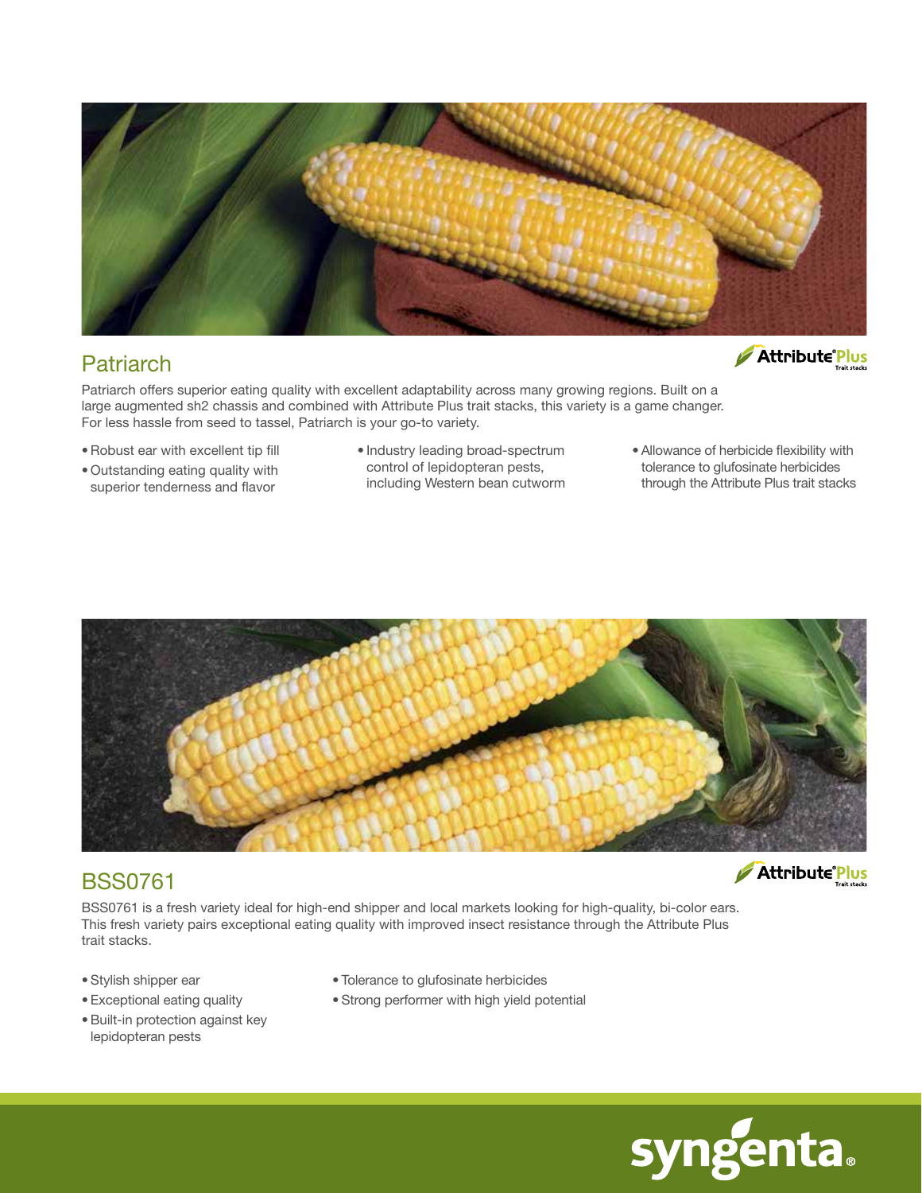## Patriarch

Attribute® Plus Trait stacks

Patriarch offers superior eating quality with excellent adaptability across many growing regions. Built on a large augmented sh2 chassis and combined with Attribute Plus trait stacks, this variety is a game changer. For less hassle from seed to tassel, Patriarch is your go-to variety.

- Robust ear with excellent tip fill
- Outstanding eating quality with superior tenderness and flavor
- Industry leading broad-spectrum control of lepidopteran pests, including Western bean cutworm
- Allowance of herbicide flexibility with tolerance to glufosinate herbicides through the Attribute Plus trait stacks

## BSS0761

Attribute® Plus Trait stacks

BSS0761 is a fresh variety ideal for high-end shipper and local markets looking for high-quality, bi-color ears. This fresh variety pairs exceptional eating quality with improved insect resistance through the Attribute Plus trait stacks.

- Stylish shipper ear
- Exceptional eating quality
- Built-in protection against key lepidopteran pests
- Tolerance to glufosinate herbicides
- Strong performer with high yield potential

syngenta®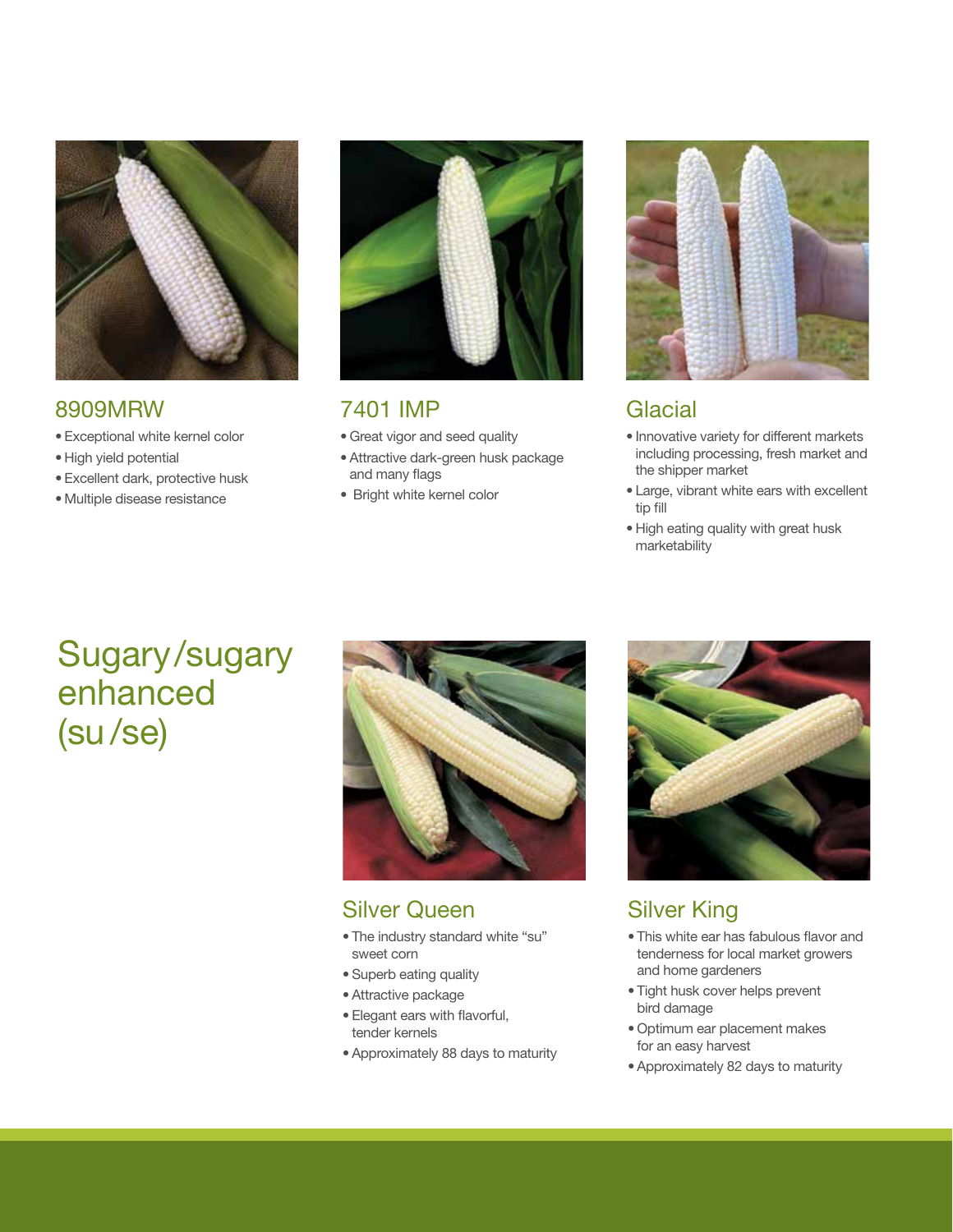## 8909MRW

- Exceptional white kernel color
- High yield potential
- Excellent dark, protective husk
- Multiple disease resistance

## 7401 IMP

- Great vigor and seed quality
- Attractive dark-green husk package and many flags
- Bright white kernel color

## Glacial

- Innovative variety for different markets including processing, fresh market and the shipper market
- Large, vibrant white ears with excellent tip fill
- High eating quality with great husk marketability

# Sugary/sugary enhanced (su/se)

## Silver Queen

- The industry standard white "su" sweet corn
- Superb eating quality
- Attractive package
- Elegant ears with flavorful, tender kernels
- Approximately 88 days to maturity

## Silver King

- This white ear has fabulous flavor and tenderness for local market growers and home gardeners
- Tight husk cover helps prevent bird damage
- Optimum ear placement makes for an easy harvest
- Approximately 82 days to maturity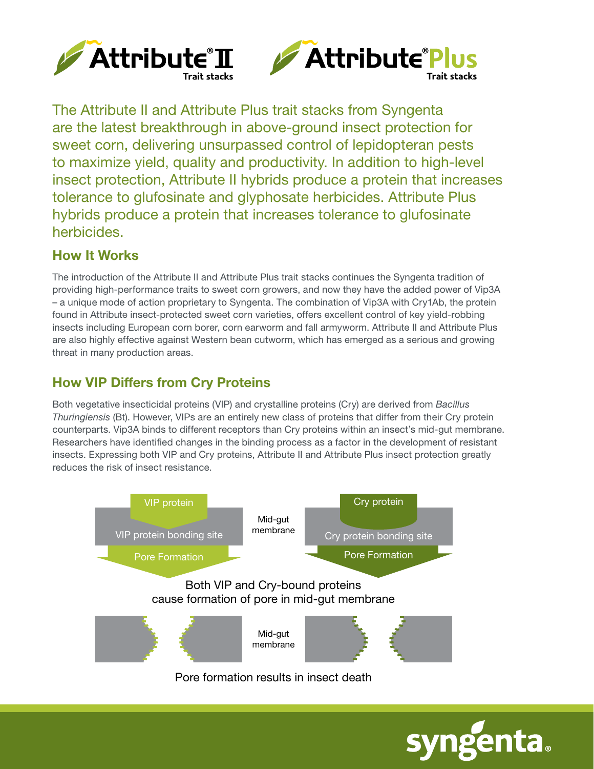Attribute® II Trait stacks

Attribute® Plus Trait stacks

The Attribute II and Attribute Plus trait stacks from Syngenta are the latest breakthrough in above-ground insect protection for sweet corn, delivering unsurpassed control of lepidopteran pests to maximize yield, quality and productivity. In addition to high-level insect protection, Attribute II hybrids produce a protein that increases tolerance to glufosinate and glyphosate herbicides. Attribute Plus hybrids produce a protein that increases tolerance to glufosinate herbicides.

## How It Works

The introduction of the Attribute II and Attribute Plus trait stacks continues the Syngenta tradition of providing high-performance traits to sweet corn growers, and now they have the added power of Vip3A – a unique mode of action proprietary to Syngenta. The combination of Vip3A with Cry1Ab, the protein found in Attribute insect-protected sweet corn varieties, offers excellent control of key yield-robbing insects including European corn borer, corn earworm and fall armyworm. Attribute II and Attribute Plus are also highly effective against Western bean cutworm, which has emerged as a serious and growing threat in many production areas.

## How VIP Differs from Cry Proteins

Both vegetative insecticidal proteins (VIP) and crystalline proteins (Cry) are derived from *Bacillus Thuringiensis* (Bt). However, VIPs are an entirely new class of proteins that differ from their Cry protein counterparts. Vip3A binds to different receptors than Cry proteins within an insect's mid-gut membrane. Researchers have identified changes in the binding process as a factor in the development of resistant insects. Expressing both VIP and Cry proteins, Attribute II and Attribute Plus insect protection greatly reduces the risk of insect resistance.

VIP protein | VIP protein bonding site | Pore Formation

Mid-gut membrane

Cry protein | Cry protein bonding site | Pore Formation

Both VIP and Cry-bound proteins cause formation of pore in mid-gut membrane

Mid-gut membrane

Pore formation results in insect death

syngenta®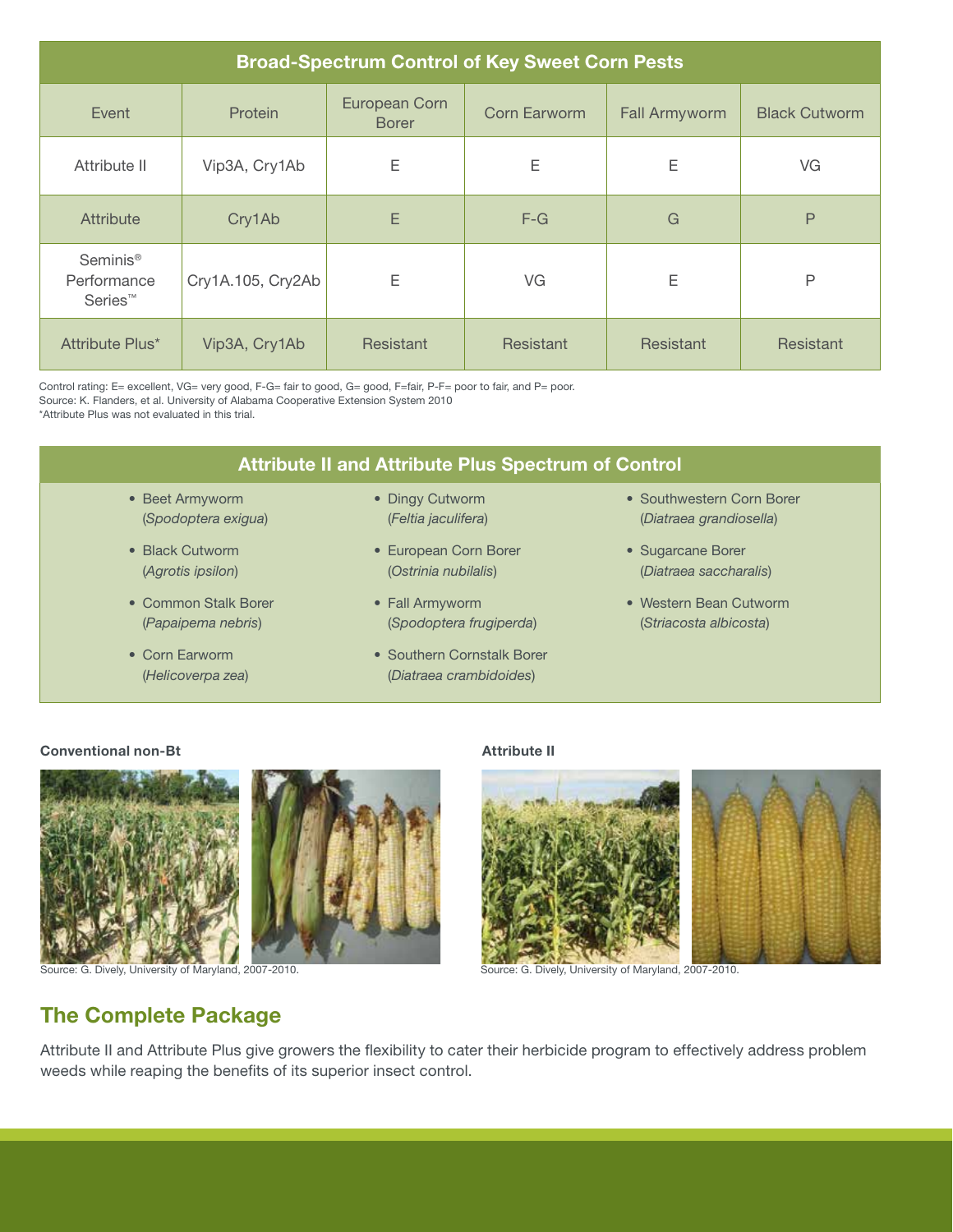## Broad-Spectrum Control of Key Sweet Corn Pests

| Event | Protein | European Corn Borer | Corn Earworm | Fall Armyworm | Black Cutworm |
|---|---|---|---|---|---|
| Attribute II | Vip3A, Cry1Ab | E | E | E | VG |
| Attribute | Cry1Ab | E | F-G | G | P |
| Seminis® Performance Series™ | Cry1A.105, Cry2Ab | E | VG | E | P |
| Attribute Plus* | Vip3A, Cry1Ab | Resistant | Resistant | Resistant | Resistant |

Control rating: E= excellent, VG= very good, F-G= fair to good, G= good, F=fair, P-F= poor to fair, and P= poor.
Source: K. Flanders, et al. University of Alabama Cooperative Extension System 2010
*Attribute Plus was not evaluated in this trial.

## Attribute II and Attribute Plus Spectrum of Control

- Beet Armyworm (*Spodoptera exigua*)
- Black Cutworm (*Agrotis ipsilon*)
- Common Stalk Borer (*Papaipema nebris*)
- Corn Earworm (*Helicoverpa zea*)
- Dingy Cutworm (*Feltia jaculifera*)
- European Corn Borer (*Ostrinia nubilalis*)
- Fall Armyworm (*Spodoptera frugiperda*)
- Southern Cornstalk Borer (*Diatraea crambidoides*)
- Southwestern Corn Borer (*Diatraea grandiosella*)
- Sugarcane Borer (*Diatraea saccharalis*)
- Western Bean Cutworm (*Striacosta albicosta*)

**Conventional non-Bt**

Source: G. Dively, University of Maryland, 2007-2010.

**Attribute II**

Source: G. Dively, University of Maryland, 2007-2010.

## The Complete Package

Attribute II and Attribute Plus give growers the flexibility to cater their herbicide program to effectively address problem weeds while reaping the benefits of its superior insect control.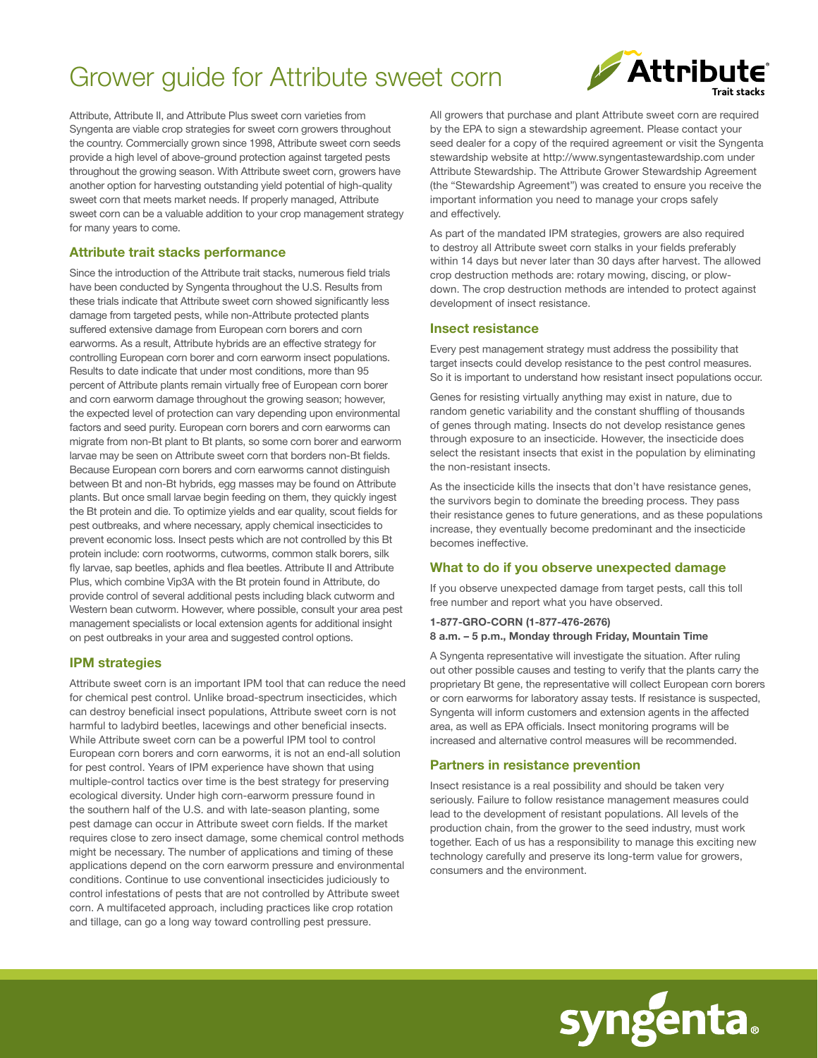# Grower guide for Attribute sweet corn

Attribute, Attribute II, and Attribute Plus sweet corn varieties from Syngenta are viable crop strategies for sweet corn growers throughout the country. Commercially grown since 1998, Attribute sweet corn seeds provide a high level of above-ground protection against targeted pests throughout the growing season. With Attribute sweet corn, growers have another option for harvesting outstanding yield potential of high-quality sweet corn that meets market needs. If properly managed, Attribute sweet corn can be a valuable addition to your crop management strategy for many years to come.

## Attribute trait stacks performance

Since the introduction of the Attribute trait stacks, numerous field trials have been conducted by Syngenta throughout the U.S. Results from these trials indicate that Attribute sweet corn showed significantly less damage from targeted pests, while non-Attribute protected plants suffered extensive damage from European corn borers and corn earworms. As a result, Attribute hybrids are an effective strategy for controlling European corn borer and corn earworm insect populations. Results to date indicate that under most conditions, more than 95 percent of Attribute plants remain virtually free of European corn borer and corn earworm damage throughout the growing season; however, the expected level of protection can vary depending upon environmental factors and seed purity. European corn borers and corn earworms can migrate from non-Bt plant to Bt plants, so some corn borer and earworm larvae may be seen on Attribute sweet corn that borders non-Bt fields. Because European corn borers and corn earworms cannot distinguish between Bt and non-Bt hybrids, egg masses may be found on Attribute plants. But once small larvae begin feeding on them, they quickly ingest the Bt protein and die. To optimize yields and ear quality, scout fields for pest outbreaks, and where necessary, apply chemical insecticides to prevent economic loss. Insect pests which are not controlled by this Bt protein include: corn rootworms, cutworms, common stalk borers, silk fly larvae, sap beetles, aphids and flea beetles. Attribute II and Attribute Plus, which combine Vip3A with the Bt protein found in Attribute, do provide control of several additional pests including black cutworm and Western bean cutworm. However, where possible, consult your area pest management specialists or local extension agents for additional insight on pest outbreaks in your area and suggested control options.

## IPM strategies

Attribute sweet corn is an important IPM tool that can reduce the need for chemical pest control. Unlike broad-spectrum insecticides, which can destroy beneficial insect populations, Attribute sweet corn is not harmful to ladybird beetles, lacewings and other beneficial insects. While Attribute sweet corn can be a powerful IPM tool to control European corn borers and corn earworms, it is not an end-all solution for pest control. Years of IPM experience have shown that using multiple-control tactics over time is the best strategy for preserving ecological diversity. Under high corn-earworm pressure found in the southern half of the U.S. and with late-season planting, some pest damage can occur in Attribute sweet corn fields. If the market requires close to zero insect damage, some chemical control methods might be necessary. The number of applications and timing of these applications depend on the corn earworm pressure and environmental conditions. Continue to use conventional insecticides judiciously to control infestations of pests that are not controlled by Attribute sweet corn. A multifaceted approach, including practices like crop rotation and tillage, can go a long way toward controlling pest pressure.

All growers that purchase and plant Attribute sweet corn are required by the EPA to sign a stewardship agreement. Please contact your seed dealer for a copy of the required agreement or visit the Syngenta stewardship website at http://www.syngentastewardship.com under Attribute Stewardship. The Attribute Grower Stewardship Agreement (the "Stewardship Agreement") was created to ensure you receive the important information you need to manage your crops safely and effectively.

As part of the mandated IPM strategies, growers are also required to destroy all Attribute sweet corn stalks in your fields preferably within 14 days but never later than 30 days after harvest. The allowed crop destruction methods are: rotary mowing, discing, or plow-down. The crop destruction methods are intended to protect against development of insect resistance.

## Insect resistance

Every pest management strategy must address the possibility that target insects could develop resistance to the pest control measures. So it is important to understand how resistant insect populations occur.

Genes for resisting virtually anything may exist in nature, due to random genetic variability and the constant shuffling of thousands of genes through mating. Insects do not develop resistance genes through exposure to an insecticide. However, the insecticide does select the resistant insects that exist in the population by eliminating the non-resistant insects.

As the insecticide kills the insects that don't have resistance genes, the survivors begin to dominate the breeding process. They pass their resistance genes to future generations, and as these populations increase, they eventually become predominant and the insecticide becomes ineffective.

## What to do if you observe unexpected damage

If you observe unexpected damage from target pests, call this toll free number and report what you have observed.

**1-877-GRO-CORN (1-877-476-2676)**
**8 a.m. – 5 p.m., Monday through Friday, Mountain Time**

A Syngenta representative will investigate the situation. After ruling out other possible causes and testing to verify that the plants carry the proprietary Bt gene, the representative will collect European corn borers or corn earworms for laboratory assay tests. If resistance is suspected, Syngenta will inform customers and extension agents in the affected area, as well as EPA officials. Insect monitoring programs will be increased and alternative control measures will be recommended.

## Partners in resistance prevention

Insect resistance is a real possibility and should be taken very seriously. Failure to follow resistance management measures could lead to the development of resistant populations. All levels of the production chain, from the grower to the seed industry, must work together. Each of us has a responsibility to manage this exciting new technology carefully and preserve its long-term value for growers, consumers and the environment.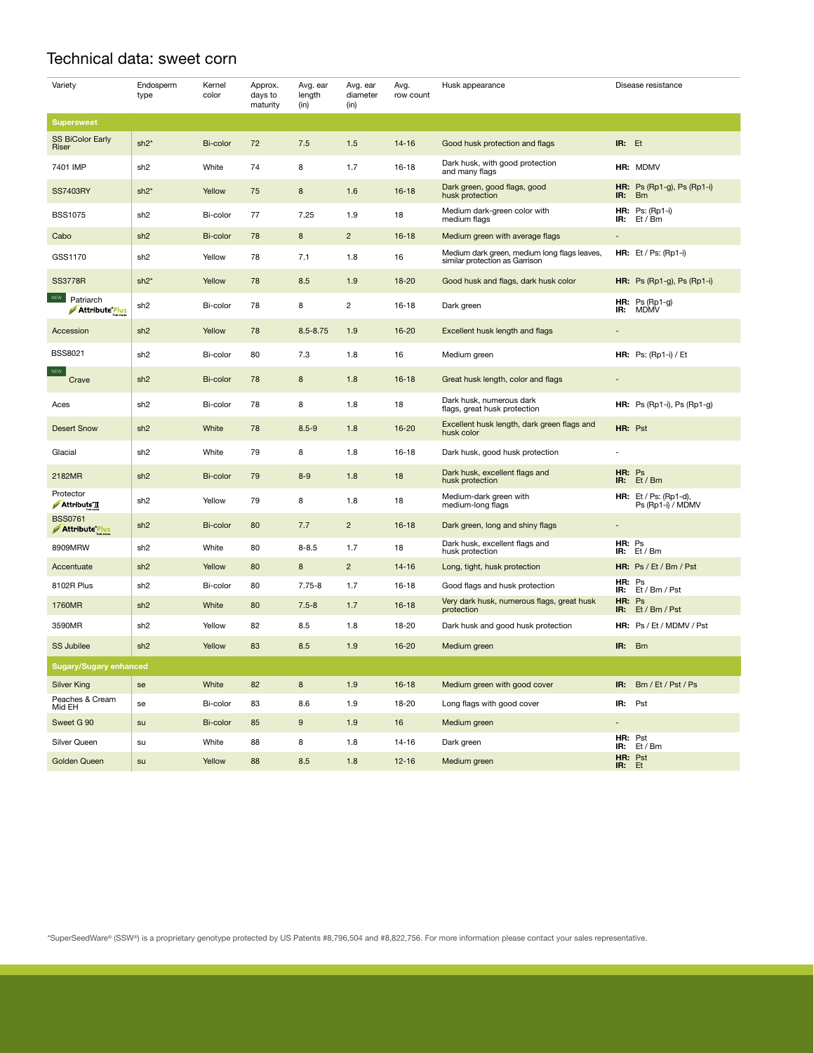## Technical data: sweet corn

| Variety | Endosperm type | Kernel color | Approx. days to maturity | Avg. ear length (in) | Avg. ear diameter (in) | Avg. row count | Husk appearance | Disease resistance |
|---|---|---|---|---|---|---|---|---|
| **Supersweet** | | | | | | | | |
| SS BiColor Early Riser | sh2* | Bi-color | 72 | 7.5 | 1.5 | 14-16 | Good husk protection and flags | **IR:** Et |
| 7401 IMP | sh2 | White | 74 | 8 | 1.7 | 16-18 | Dark husk, with good protection and many flags | **HR:** MDMV |
| SS7403RY | sh2* | Yellow | 75 | 8 | 1.6 | 16-18 | Dark green, good flags, good husk protection | **HR:** Ps (Rp1-g), Ps (Rp1-i) **IR:** Bm |
| BSS1075 | sh2 | Bi-color | 77 | 7.25 | 1.9 | 18 | Medium dark-green color with medium flags | **HR:** Ps: (Rp1-i) **IR:** Et / Bm |
| Cabo | sh2 | Bi-color | 78 | 8 | 2 | 16-18 | Medium green with average flags | - |
| GSS1170 | sh2 | Yellow | 78 | 7.1 | 1.8 | 16 | Medium dark green, medium long flags leaves, similar protection as Garrison | **HR:** Et / Ps: (Rp1-i) |
| SS3778R | sh2* | Yellow | 78 | 8.5 | 1.9 | 18-20 | Good husk and flags, dark husk color | **HR:** Ps (Rp1-g), Ps (Rp1-i) |
| NEW Patriarch Attribute Plus | sh2 | Bi-color | 78 | 8 | 2 | 16-18 | Dark green | **HR:** Ps (Rp1-g) **IR:** MDMV |
| Accession | sh2 | Yellow | 78 | 8.5-8.75 | 1.9 | 16-20 | Excellent husk length and flags | - |
| BSS8021 | sh2 | Bi-color | 80 | 7.3 | 1.8 | 16 | Medium green | **HR:** Ps: (Rp1-i) / Et |
| NEW Crave | sh2 | Bi-color | 78 | 8 | 1.8 | 16-18 | Great husk length, color and flags | - |
| Aces | sh2 | Bi-color | 78 | 8 | 1.8 | 18 | Dark husk, numerous dark flags, great husk protection | **HR:** Ps (Rp1-i), Ps (Rp1-g) |
| Desert Snow | sh2 | White | 78 | 8.5-9 | 1.8 | 16-20 | Excellent husk length, dark green flags and husk color | **HR:** Pst |
| Glacial | sh2 | White | 79 | 8 | 1.8 | 16-18 | Dark husk, good husk protection | - |
| 2182MR | sh2 | Bi-color | 79 | 8-9 | 1.8 | 18 | Dark husk, excellent flags and husk protection | **HR:** Ps **IR:** Et / Bm |
| Protector Attribute II | sh2 | Yellow | 79 | 8 | 1.8 | 18 | Medium-dark green with medium-long flags | **HR:** Et / Ps: (Rp1-d), Ps (Rp1-i) / MDMV |
| BSS0761 Attribute Plus | sh2 | Bi-color | 80 | 7.7 | 2 | 16-18 | Dark green, long and shiny flags | - |
| 8909MRW | sh2 | White | 80 | 8-8.5 | 1.7 | 18 | Dark husk, excellent flags and husk protection | **HR:** Ps **IR:** Et / Bm |
| Accentuate | sh2 | Yellow | 80 | 8 | 2 | 14-16 | Long, tight, husk protection | **HR:** Ps / Et / Bm / Pst |
| 8102R Plus | sh2 | Bi-color | 80 | 7.75-8 | 1.7 | 16-18 | Good flags and husk protection | **HR:** Ps **IR:** Et / Bm / Pst |
| 1760MR | sh2 | White | 80 | 7.5-8 | 1.7 | 16-18 | Very dark husk, numerous flags, great husk protection | **HR:** Ps **IR:** Et / Bm / Pst |
| 3590MR | sh2 | Yellow | 82 | 8.5 | 1.8 | 18-20 | Dark husk and good husk protection | **HR:** Ps / Et / MDMV / Pst |
| SS Jubilee | sh2 | Yellow | 83 | 8.5 | 1.9 | 16-20 | Medium green | **IR:** Bm |
| **Sugary/Sugary enhanced** | | | | | | | | |
| Silver King | se | White | 82 | 8 | 1.9 | 16-18 | Medium green with good cover | **IR:** Bm / Et / Pst / Ps |
| Peaches & Cream Mid EH | se | Bi-color | 83 | 8.6 | 1.9 | 18-20 | Long flags with good cover | **IR:** Pst |
| Sweet G 90 | su | Bi-color | 85 | 9 | 1.9 | 16 | Medium green | - |
| Silver Queen | su | White | 88 | 8 | 1.8 | 14-16 | Dark green | **HR:** Pst **IR:** Et / Bm |
| Golden Queen | su | Yellow | 88 | 8.5 | 1.8 | 12-16 | Medium green | **HR:** Pst **IR:** Et |

*SuperSeedWare® (SSW®) is a proprietary genotype protected by US Patents #8,796,504 and #8,822,756. For more information please contact your sales representative.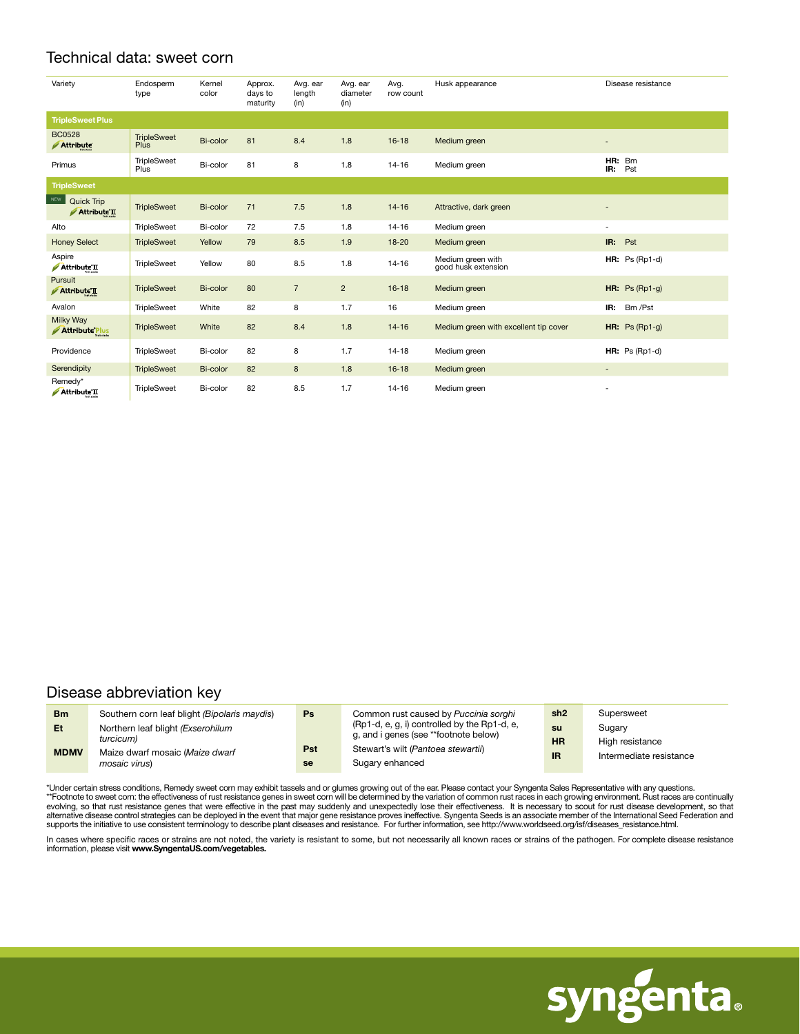# Technical data: sweet corn

| Variety | Endosperm type | Kernel color | Approx. days to maturity | Avg. ear length (in) | Avg. ear diameter (in) | Avg. row count | Husk appearance | Disease resistance |
|---|---|---|---|---|---|---|---|---|
| **TripleSweet Plus** | | | | | | | | |
| BC0528 Attribute | TripleSweet Plus | Bi-color | 81 | 8.4 | 1.8 | 16-18 | Medium green | - |
| Primus | TripleSweet Plus | Bi-color | 81 | 8 | 1.8 | 14-16 | Medium green | **HR:** Bm **IR:** Pst |
| **TripleSweet** | | | | | | | | |
| NEW Quick Trip Attribute II | TripleSweet | Bi-color | 71 | 7.5 | 1.8 | 14-16 | Attractive, dark green | - |
| Alto | TripleSweet | Bi-color | 72 | 7.5 | 1.8 | 14-16 | Medium green | - |
| Honey Select | TripleSweet | Yellow | 79 | 8.5 | 1.9 | 18-20 | Medium green | **IR:** Pst |
| Aspire Attribute II | TripleSweet | Yellow | 80 | 8.5 | 1.8 | 14-16 | Medium green with good husk extension | **HR:** Ps (Rp1-d) |
| Pursuit Attribute II | TripleSweet | Bi-color | 80 | 7 | 2 | 16-18 | Medium green | **HR:** Ps (Rp1-g) |
| Avalon | TripleSweet | White | 82 | 8 | 1.7 | 16 | Medium green | **IR:** Bm /Pst |
| Milky Way AttributePlus | TripleSweet | White | 82 | 8.4 | 1.8 | 14-16 | Medium green with excellent tip cover | **HR:** Ps (Rp1-g) |
| Providence | TripleSweet | Bi-color | 82 | 8 | 1.7 | 14-18 | Medium green | **HR:** Ps (Rp1-d) |
| Serendipity | TripleSweet | Bi-color | 82 | 8 | 1.8 | 16-18 | Medium green | - |
| Remedy* Attribute II | TripleSweet | Bi-color | 82 | 8.5 | 1.7 | 14-16 | Medium green | - |

## Disease abbreviation key

| | | | | | |
|---|---|---|---|---|---|
| **Bm** | Southern corn leaf blight (*Bipolaris maydis*) | **Ps** | Common rust caused by *Puccinia sorghi* (Rp1-d, e, g, i) controlled by the Rp1-d, e, g, and i genes (see **footnote below) | **sh2** | Supersweet |
| **Et** | Northern leaf blight (*Exserohilum turcicum*) | **Pst** | Stewart's wilt (*Pantoea stewartii*) | **su** | Sugary |
| **MDMV** | Maize dwarf mosaic (*Maize dwarf mosaic virus*) | **se** | Sugary enhanced | **HR** | High resistance |
| | | | | **IR** | Intermediate resistance |

*Under certain stress conditions, Remedy sweet corn may exhibit tassels and or glumes growing out of the ear. Please contact your Syngenta Sales Representative with any questions.
**Footnote to sweet corn: the effectiveness of rust resistance genes in sweet corn will be determined by the variation of common rust races in each growing environment. Rust races are continually evolving, so that rust resistance genes that were effective in the past may suddenly and unexpectedly lose their effectiveness. It is necessary to scout for rust disease development, so that alternative disease control strategies can be deployed in the event that major gene resistance proves ineffective. Syngenta Seeds is an associate member of the International Seed Federation and supports the initiative to use consistent terminology to describe plant diseases and resistance. For further information, see http://www.worldseed.org/isf/diseases_resistance.html.

In cases where specific races or strains are not noted, the variety is resistant to some, but not necessarily all known races or strains of the pathogen. For complete disease resistance information, please visit **www.SyngentaUS.com/vegetables.**

syngenta®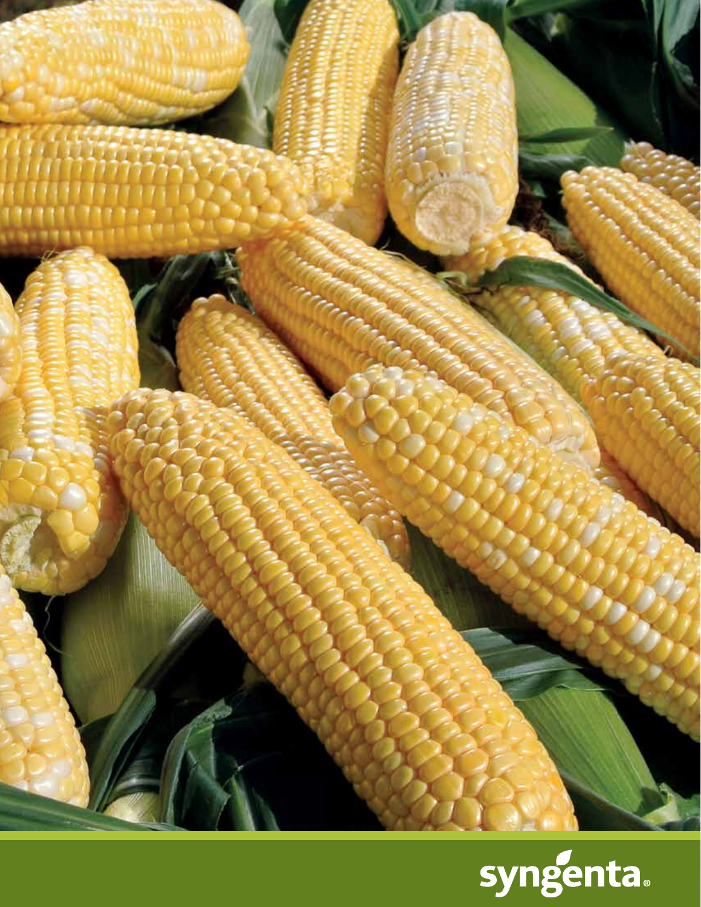syngenta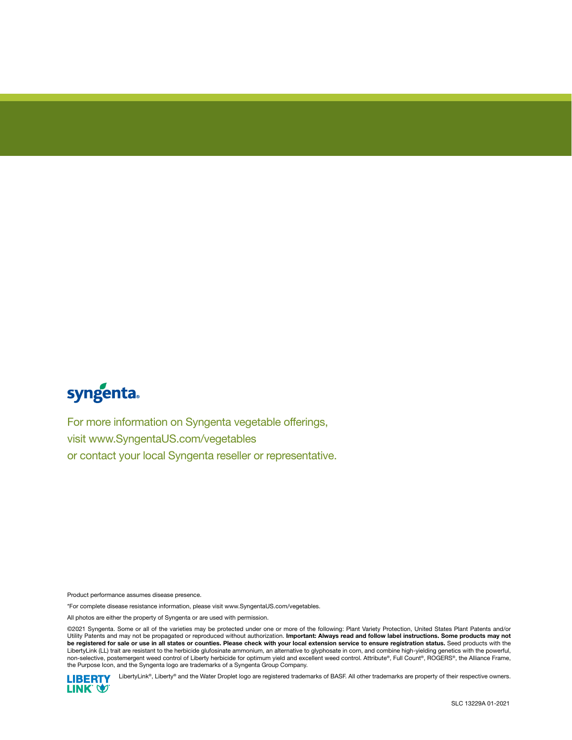syngenta

For more information on Syngenta vegetable offerings,
visit www.SyngentaUS.com/vegetables
or contact your local Syngenta reseller or representative.

Product performance assumes disease presence.

*For complete disease resistance information, please visit www.SyngentaUS.com/vegetables.

All photos are either the property of Syngenta or are used with permission.

©2021 Syngenta. Some or all of the varieties may be protected under one or more of the following: Plant Variety Protection, United States Plant Patents and/or Utility Patents and may not be propagated or reproduced without authorization. **Important: Always read and follow label instructions. Some products may not be registered for sale or use in all states or counties. Please check with your local extension service to ensure registration status.** Seed products with the LibertyLink (LL) trait are resistant to the herbicide glufosinate ammonium, an alternative to glyphosate in corn, and combine high-yielding genetics with the powerful, non-selective, postemergent weed control of Liberty herbicide for optimum yield and excellent weed control. Attribute®, Full Count®, ROGERS®, the Alliance Frame, the Purpose Icon, and the Syngenta logo are trademarks of a Syngenta Group Company.

LIBERTY LINK

LibertyLink®, Liberty® and the Water Droplet logo are registered trademarks of BASF. All other trademarks are property of their respective owners.

SLC 13229A 01-2021